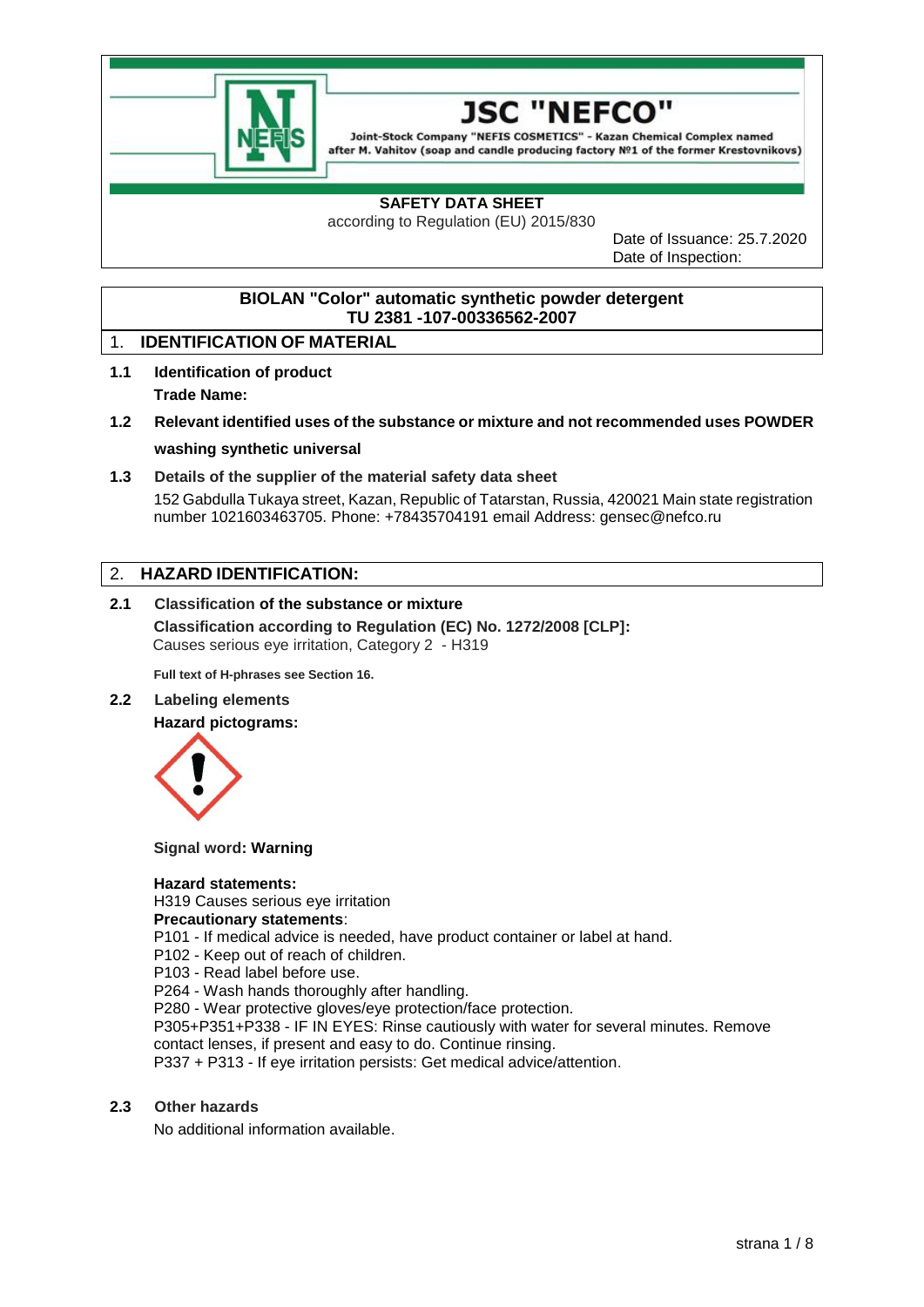# JSC "NEFCO"

Joint-Stock Company "NEFIS COSMETICS" - Kazan Chemical Complex named after M. Vahitov (soap and candle producing factory №1 of the former Krestovnikovs)

**SAFETY DATA SHEET**

according to Regulation (EU) 2015/830

Date of Issuance: 25.7.2020
Date of Inspection:

**BIOLAN "Color" automatic synthetic powder detergent**
**TU 2381 -107-00336562-2007**

## 1. IDENTIFICATION OF MATERIAL

**1.1 Identification of product**

**Trade Name:**

**1.2 Relevant identified uses of the substance or mixture and not recommended uses POWDER washing synthetic universal**

**1.3 Details of the supplier of the material safety data sheet**

152 Gabdulla Tukaya street, Kazan, Republic of Tatarstan, Russia, 420021 Main state registration number 1021603463705. Phone: +78435704191 email Address: gensec@nefco.ru

## 2. HAZARD IDENTIFICATION:

**2.1 Classification of the substance or mixture**

**Classification according to Regulation (EC) No. 1272/2008 [CLP]:**
Causes serious eye irritation, Category 2 - H319

**Full text of H-phrases see Section 16.**

**2.2 Labeling elements**

**Hazard pictograms:**

Signal word: **Warning**

**Hazard statements:**
H319 Causes serious eye irritation

**Precautionary statements**:
P101 - If medical advice is needed, have product container or label at hand.
P102 - Keep out of reach of children.
P103 - Read label before use.
P264 - Wash hands thoroughly after handling.
P280 - Wear protective gloves/eye protection/face protection.
P305+P351+P338 - IF IN EYES: Rinse cautiously with water for several minutes. Remove contact lenses, if present and easy to do. Continue rinsing.
P337 + P313 - If eye irritation persists: Get medical advice/attention.

**2.3 Other hazards**

No additional information available.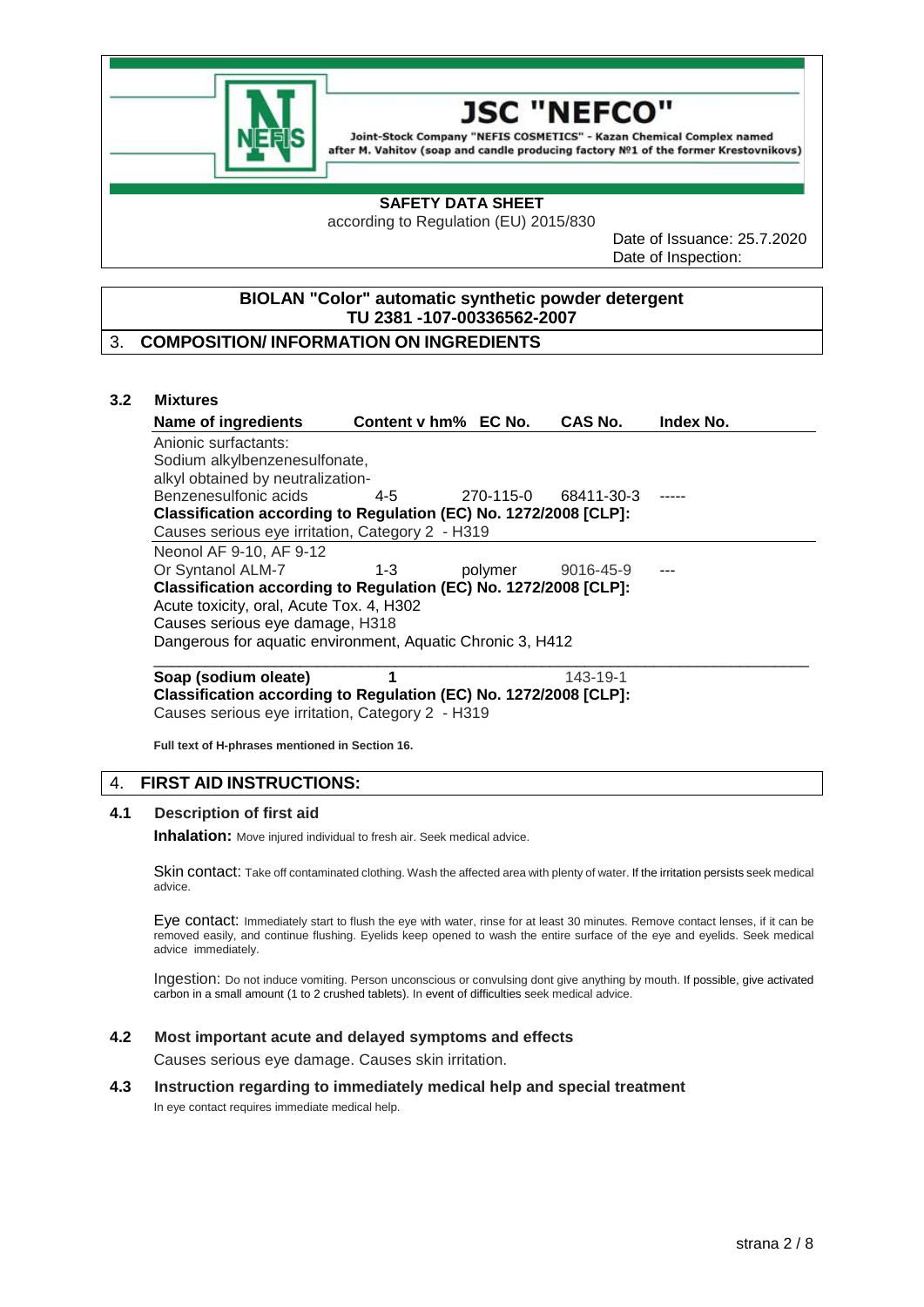**SAFETY DATA SHEET**
according to Regulation (EU) 2015/830

Date of Issuance: 25.7.2020
Date of Inspection:

**BIOLAN "Color" automatic synthetic powder detergent**
**TU 2381 -107-00336562-2007**

## 3. COMPOSITION/ INFORMATION ON INGREDIENTS

### 3.2 Mixtures

| Name of ingredients | Content v hm% | EC No. | CAS No. | Index No. |
|---|---|---|---|---|
| Anionic surfactants: Sodium alkylbenzenesulfonate, alkyl obtained by neutralization- Benzenesulfonic acids | 4-5 | 270-115-0 | 68411-30-3 | ----- |
| **Classification according to Regulation (EC) No. 1272/2008 [CLP]:** Causes serious eye irritation, Category 2 - H319 | | | | |
| Neonol AF 9-10, AF 9-12 Or Syntanol ALM-7 | 1-3 | polymer | 9016-45-9 | --- |
| **Classification according to Regulation (EC) No. 1272/2008 [CLP]:** Acute toxicity, oral, Acute Tox. 4, H302; Causes serious eye damage, H318; Dangerous for aquatic environment, Aquatic Chronic 3, H412 | | | | |
| **Soap (sodium oleate)** | **1** | | 143-19-1 | |
| **Classification according to Regulation (EC) No. 1272/2008 [CLP]:** Causes serious eye irritation, Category 2 - H319 | | | | |

**Full text of H-phrases mentioned in Section 16.**

## 4. FIRST AID INSTRUCTIONS:

### 4.1 Description of first aid

**Inhalation:** Move injured individual to fresh air. Seek medical advice.

Skin contact: Take off contaminated clothing. Wash the affected area with plenty of water. If the irritation persists seek medical advice.

Eye contact: Immediately start to flush the eye with water, rinse for at least 30 minutes. Remove contact lenses, if it can be removed easily, and continue flushing. Eyelids keep opened to wash the entire surface of the eye and eyelids. Seek medical advice immediately.

Ingestion: Do not induce vomiting. Person unconscious or convulsing dont give anything by mouth. If possible, give activated carbon in a small amount (1 to 2 crushed tablets). In event of difficulties seek medical advice.

### 4.2 Most important acute and delayed symptoms and effects

Causes serious eye damage. Causes skin irritation.

### 4.3 Instruction regarding to immediately medical help and special treatment

In eye contact requires immediate medical help.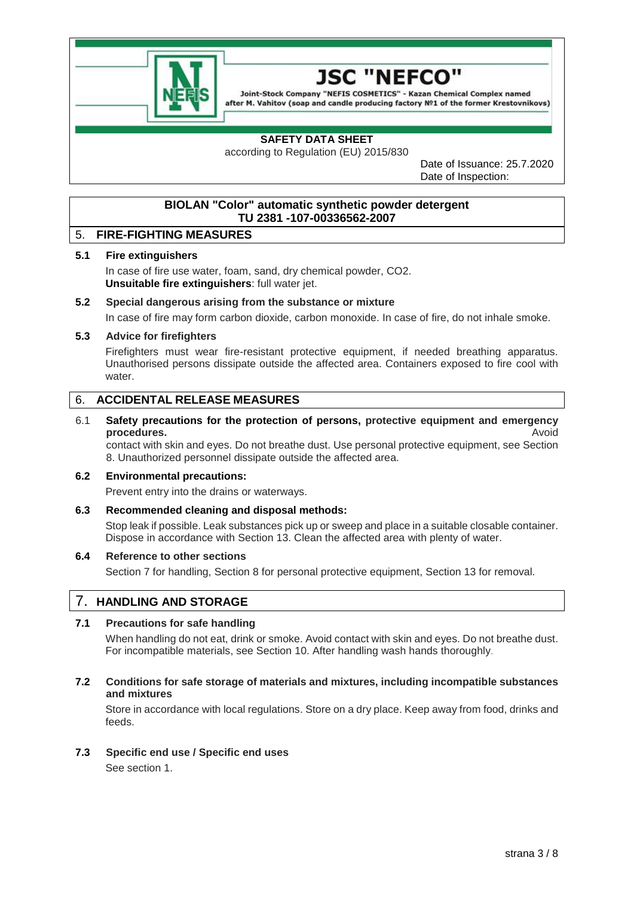**JSC "NEFCO"**

Joint-Stock Company "NEFIS COSMETICS" - Kazan Chemical Complex named after M. Vahitov (soap and candle producing factory №1 of the former Krestovnikovs)

**SAFETY DATA SHEET**

according to Regulation (EU) 2015/830

Date of Issuance: 25.7.2020
Date of Inspection:

**BIOLAN "Color" automatic synthetic powder detergent**
**TU 2381 -107-00336562-2007**

## 5. FIRE-FIGHTING MEASURES

### 5.1 Fire extinguishers

In case of fire use water, foam, sand, dry chemical powder, $CO_2$.
**Unsuitable fire extinguishers**: full water jet.

### 5.2 Special dangerous arising from the substance or mixture

In case of fire may form carbon dioxide, carbon monoxide. In case of fire, do not inhale smoke.

### 5.3 Advice for firefighters

Firefighters must wear fire-resistant protective equipment, if needed breathing apparatus. Unauthorised persons dissipate outside the affected area. Containers exposed to fire cool with water.

## 6. ACCIDENTAL RELEASE MEASURES

### 6.1 Safety precautions for the protection of persons, protective equipment and emergency procedures.

Avoid contact with skin and eyes. Do not breathe dust. Use personal protective equipment, see Section 8. Unauthorized personnel dissipate outside the affected area.

### 6.2 Environmental precautions:

Prevent entry into the drains or waterways.

### 6.3 Recommended cleaning and disposal methods:

Stop leak if possible. Leak substances pick up or sweep and place in a suitable closable container. Dispose in accordance with Section 13. Clean the affected area with plenty of water.

### 6.4 Reference to other sections

Section 7 for handling, Section 8 for personal protective equipment, Section 13 for removal.

## 7. HANDLING AND STORAGE

### 7.1 Precautions for safe handling

When handling do not eat, drink or smoke. Avoid contact with skin and eyes. Do not breathe dust. For incompatible materials, see Section 10. After handling wash hands thoroughly.

### 7.2 Conditions for safe storage of materials and mixtures, including incompatible substances and mixtures

Store in accordance with local regulations. Store on a dry place. Keep away from food, drinks and feeds.

### 7.3 Specific end use / Specific end uses

See section 1.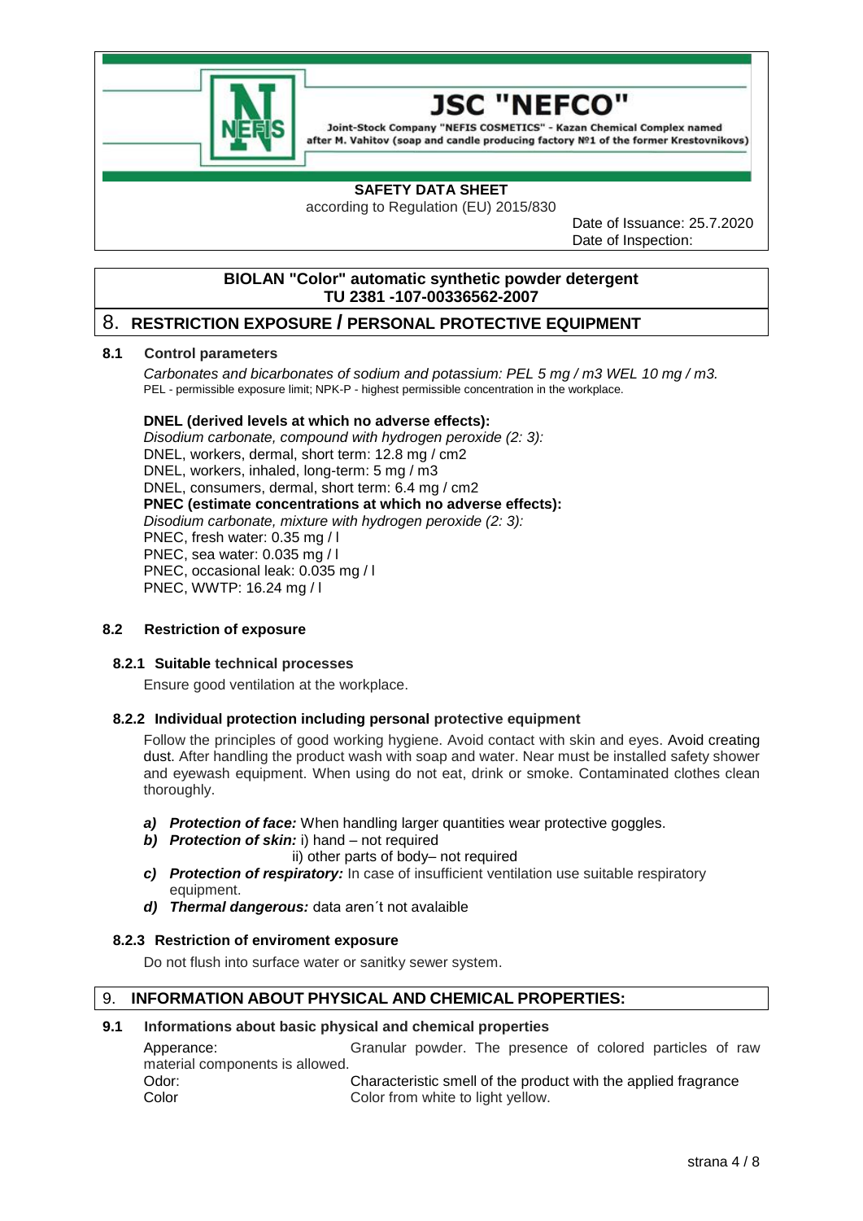# JSC "NEFCO"

Joint-Stock Company "NEFIS COSMETICS" - Kazan Chemical Complex named after M. Vahitov (soap and candle producing factory №1 of the former Krestovnikovs)

**SAFETY DATA SHEET**
according to Regulation (EU) 2015/830

Date of Issuance: 25.7.2020
Date of Inspection:

**BIOLAN "Color" automatic synthetic powder detergent**
**TU 2381 -107-00336562-2007**

## 8. RESTRICTION EXPOSURE / PERSONAL PROTECTIVE EQUIPMENT

### 8.1 Control parameters

*Carbonates and bicarbonates of sodium and potassium: PEL 5 mg / m3 WEL 10 mg / m3.*
PEL - permissible exposure limit; NPK-P - highest permissible concentration in the workplace.

**DNEL (derived levels at which no adverse effects):**
*Disodium carbonate, compound with hydrogen peroxide (2: 3):*
DNEL, workers, dermal, short term: 12.8 mg / cm2
DNEL, workers, inhaled, long-term: 5 mg / m3
DNEL, consumers, dermal, short term: 6.4 mg / cm2
**PNEC (estimate concentrations at which no adverse effects):**
*Disodium carbonate, mixture with hydrogen peroxide (2: 3):*
PNEC, fresh water: 0.35 mg / l
PNEC, sea water: 0.035 mg / l
PNEC, occasional leak: 0.035 mg / l
PNEC, WWTP: 16.24 mg / l

### 8.2 Restriction of exposure

#### 8.2.1 Suitable technical processes

Ensure good ventilation at the workplace.

#### 8.2.2 Individual protection including personal protective equipment

Follow the principles of good working hygiene. Avoid contact with skin and eyes. Avoid creating dust. After handling the product wash with soap and water. Near must be installed safety shower and eyewash equipment. When using do not eat, drink or smoke. Contaminated clothes clean thoroughly.

- ***a) Protection of face:*** When handling larger quantities wear protective goggles.
- ***b) Protection of skin:*** i) hand – not required
  ii) other parts of body– not required
- ***c) Protection of respiratory:*** In case of insufficient ventilation use suitable respiratory equipment.
- ***d) Thermal dangerous:*** data aren´t not avalaible

#### 8.2.3 Restriction of enviroment exposure

Do not flush into surface water or sanitky sewer system.

## 9. INFORMATION ABOUT PHYSICAL AND CHEMICAL PROPERTIES:

### 9.1 Informations about basic physical and chemical properties

Apperance: Granular powder. The presence of colored particles of raw material components is allowed.
Odor: Characteristic smell of the product with the applied fragrance
Color Color from white to light yellow.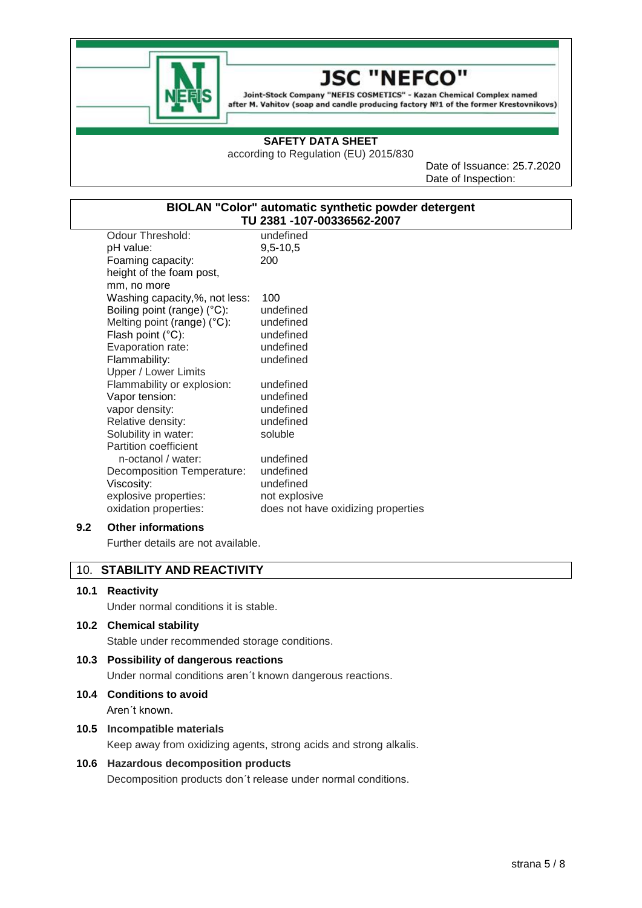**JSC "NEFCO"**

Joint-Stock Company "NEFIS COSMETICS" - Kazan Chemical Complex named after M. Vahitov (soap and candle producing factory №1 of the former Krestovnikovs)

**SAFETY DATA SHEET**

according to Regulation (EU) 2015/830

Date of Issuance: 25.7.2020
Date of Inspection:

**BIOLAN "Color" automatic synthetic powder detergent**
**TU 2381 -107-00336562-2007**

| | |
|---|---|
| Odour Threshold: | undefined |
| pH value: | 9,5-10,5 |
| Foaming capacity: height of the foam post, mm, no more | 200 |
| Washing capacity,%, not less: | 100 |
| Boiling point (range) (°C): | undefined |
| Melting point (range) (°C): | undefined |
| Flash point (°C): | undefined |
| Evaporation rate: | undefined |
| Flammability: | undefined |
| Upper / Lower Limits Flammability or explosion: | undefined |
| Vapor tension: | undefined |
| vapor density: | undefined |
| Relative density: | undefined |
| Solubility in water: | soluble |
| Partition coefficient n-octanol / water: | undefined |
| Decomposition Temperature: | undefined |
| Viscosity: | undefined |
| explosive properties: | not explosive |
| oxidation properties: | does not have oxidizing properties |

### 9.2 Other informations

Further details are not available.

## 10. STABILITY AND REACTIVITY

### 10.1 Reactivity

Under normal conditions it is stable.

### 10.2 Chemical stability

Stable under recommended storage conditions.

### 10.3 Possibility of dangerous reactions

Under normal conditions aren´t known dangerous reactions.

### 10.4 Conditions to avoid

Aren´t known.

### 10.5 Incompatible materials

Keep away from oxidizing agents, strong acids and strong alkalis.

### 10.6 Hazardous decomposition products

Decomposition products don´t release under normal conditions.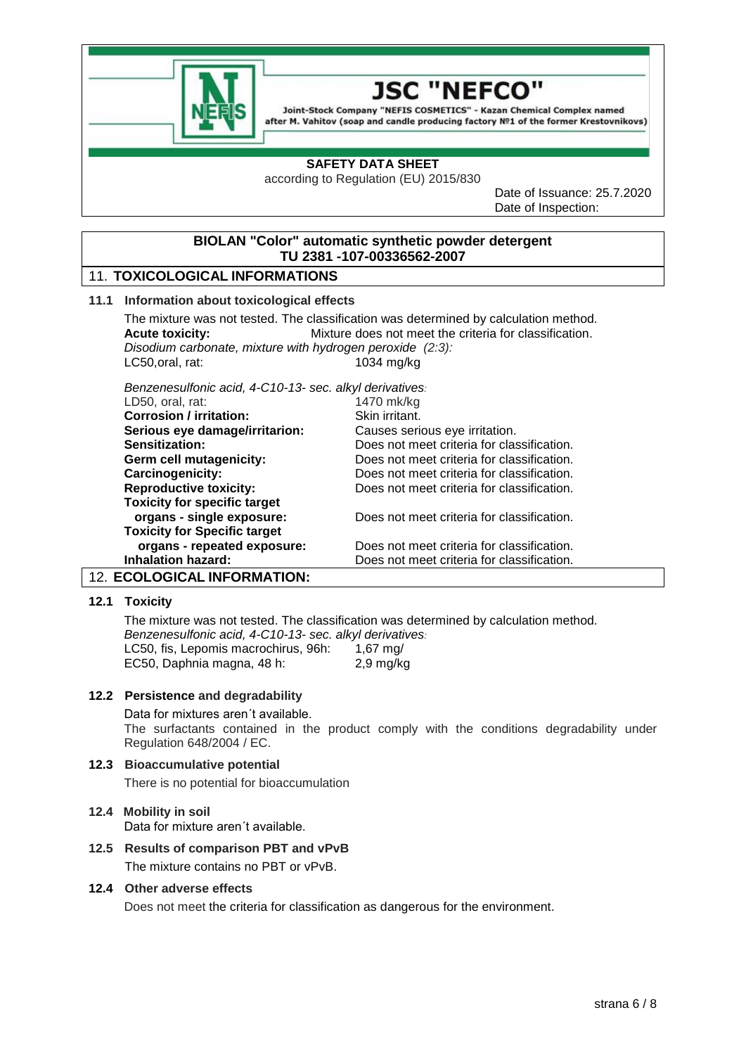# JSC "NEFCO"

Joint-Stock Company "NEFIS COSMETICS" - Kazan Chemical Complex named after M. Vahitov (soap and candle producing factory №1 of the former Krestovnikovs)

**SAFETY DATA SHEET**

according to Regulation (EU) 2015/830

Date of Issuance: 25.7.2020

Date of Inspection:

**BIOLAN "Color" automatic synthetic powder detergent**
**TU 2381 -107-00336562-2007**

## 11. TOXICOLOGICAL INFORMATIONS

### 11.1 Information about toxicological effects

The mixture was not tested. The classification was determined by calculation method.

**Acute toxicity:** Mixture does not meet the criteria for classification.

*Disodium carbonate, mixture with hydrogen peroxide (2:3):*

LC50,oral, rat: 1034 mg/kg

*Benzenesulfonic acid, 4-C10-13- sec. alkyl derivatives:*

| | |
|---|---|
| LD50, oral, rat: | 1470 mk/kg |
| **Corrosion / irritation:** | Skin irritant. |
| **Serious eye damage/irritarion:** | Causes serious eye irritation. |
| **Sensitization:** | Does not meet criteria for classification. |
| **Germ cell mutagenicity:** | Does not meet criteria for classification. |
| **Carcinogenicity:** | Does not meet criteria for classification. |
| **Reproductive toxicity:** | Does not meet criteria for classification. |
| **Toxicity for specific target organs - single exposure:** | Does not meet criteria for classification. |
| **Toxicity for Specific target organs - repeated exposure:** | Does not meet criteria for classification. |
| **Inhalation hazard:** | Does not meet criteria for classification. |

## 12. ECOLOGICAL INFORMATION:

### 12.1 Toxicity

The mixture was not tested. The classification was determined by calculation method.

*Benzenesulfonic acid, 4-C10-13- sec. alkyl derivatives:*

| | |
|---|---|
| LC50, fis, Lepomis macrochirus, 96h: | 1,67 mg/ |
| EC50, Daphnia magna, 48 h: | 2,9 mg/kg |

### 12.2 Persistence and degradability

Data for mixtures aren´t available.

The surfactants contained in the product comply with the conditions degradability under Regulation 648/2004 / EC.

### 12.3 Bioaccumulative potential

There is no potential for bioaccumulation

### 12.4 Mobility in soil

Data for mixture aren´t available.

### 12.5 Results of comparison PBT and vPvB

The mixture contains no PBT or vPvB.

### 12.4 Other adverse effects

Does not meet the criteria for classification as dangerous for the environment.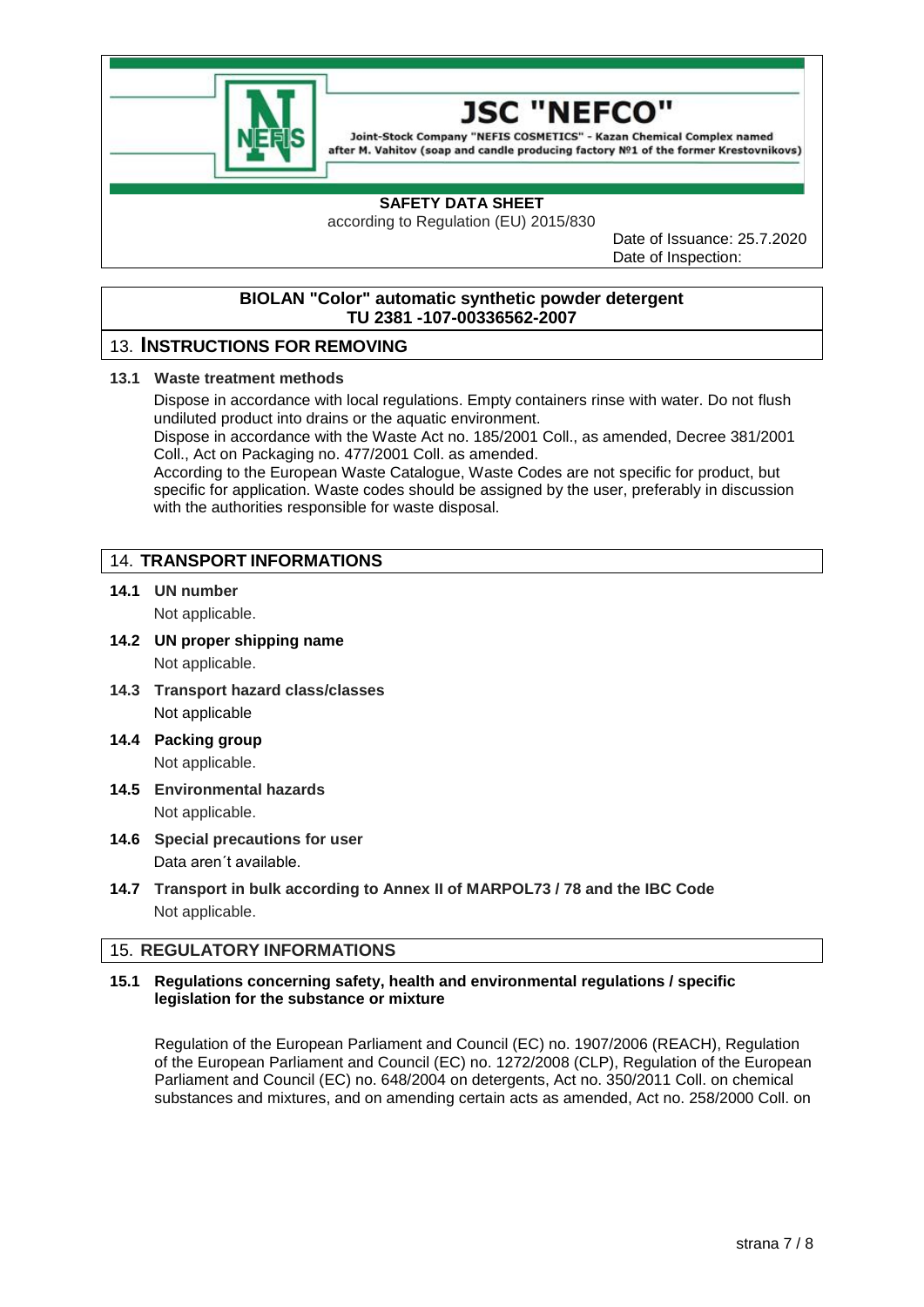**BIOLAN "Color" automatic synthetic powder detergent**
**TU 2381 -107-00336562-2007**

## 13. INSTRUCTIONS FOR REMOVING

### 13.1 Waste treatment methods

Dispose in accordance with local regulations. Empty containers rinse with water. Do not flush undiluted product into drains or the aquatic environment.
Dispose in accordance with the Waste Act no. 185/2001 Coll., as amended, Decree 381/2001 Coll., Act on Packaging no. 477/2001 Coll. as amended.
According to the European Waste Catalogue, Waste Codes are not specific for product, but specific for application. Waste codes should be assigned by the user, preferably in discussion with the authorities responsible for waste disposal.

## 14. TRANSPORT INFORMATIONS

### 14.1 UN number

Not applicable.

### 14.2 UN proper shipping name

Not applicable.

### 14.3 Transport hazard class/classes

Not applicable

### 14.4 Packing group

Not applicable.

### 14.5 Environmental hazards

Not applicable.

### 14.6 Special precautions for user

Data aren´t available.

### 14.7 Transport in bulk according to Annex II of MARPOL73 / 78 and the IBC Code

Not applicable.

## 15. REGULATORY INFORMATIONS

### 15.1 Regulations concerning safety, health and environmental regulations / specific legislation for the substance or mixture

Regulation of the European Parliament and Council (EC) no. 1907/2006 (REACH), Regulation of the European Parliament and Council (EC) no. 1272/2008 (CLP), Regulation of the European Parliament and Council (EC) no. 648/2004 on detergents, Act no. 350/2011 Coll. on chemical substances and mixtures, and on amending certain acts as amended, Act no. 258/2000 Coll. on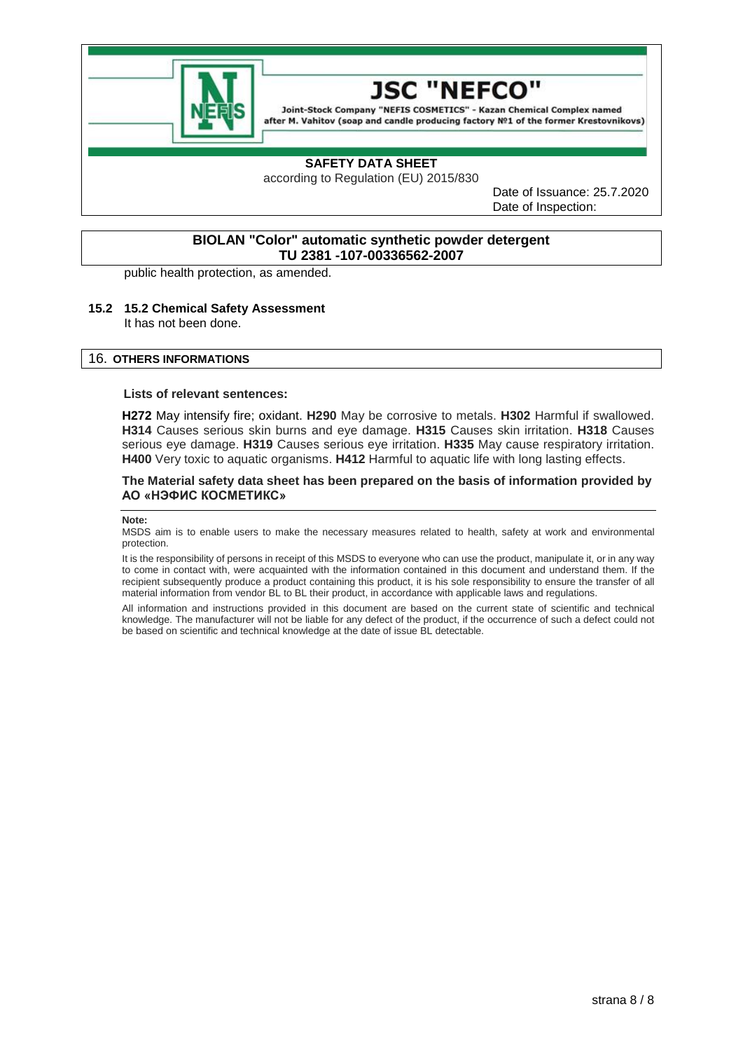public health protection, as amended.

**15.2 15.2 Chemical Safety Assessment**

It has not been done.

## 16. OTHERS INFORMATIONS

**Lists of relevant sentences:**

**H272** May intensify fire; oxidant. **H290** May be corrosive to metals. **H302** Harmful if swallowed. **H314** Causes serious skin burns and eye damage. **H315** Causes skin irritation. **H318** Causes serious eye damage. **H319** Causes serious eye irritation. **H335** May cause respiratory irritation. **H400** Very toxic to aquatic organisms. **H412** Harmful to aquatic life with long lasting effects.

**The Material safety data sheet has been prepared on the basis of information provided by АО «НЭФИС КОСМЕТИКС»**

**Note:**

MSDS aim is to enable users to make the necessary measures related to health, safety at work and environmental protection.

It is the responsibility of persons in receipt of this MSDS to everyone who can use the product, manipulate it, or in any way to come in contact with, were acquainted with the information contained in this document and understand them. If the recipient subsequently produce a product containing this product, it is his sole responsibility to ensure the transfer of all material information from vendor BL to BL their product, in accordance with applicable laws and regulations.

All information and instructions provided in this document are based on the current state of scientific and technical knowledge. The manufacturer will not be liable for any defect of the product, if the occurrence of such a defect could not be based on scientific and technical knowledge at the date of issue BL detectable.